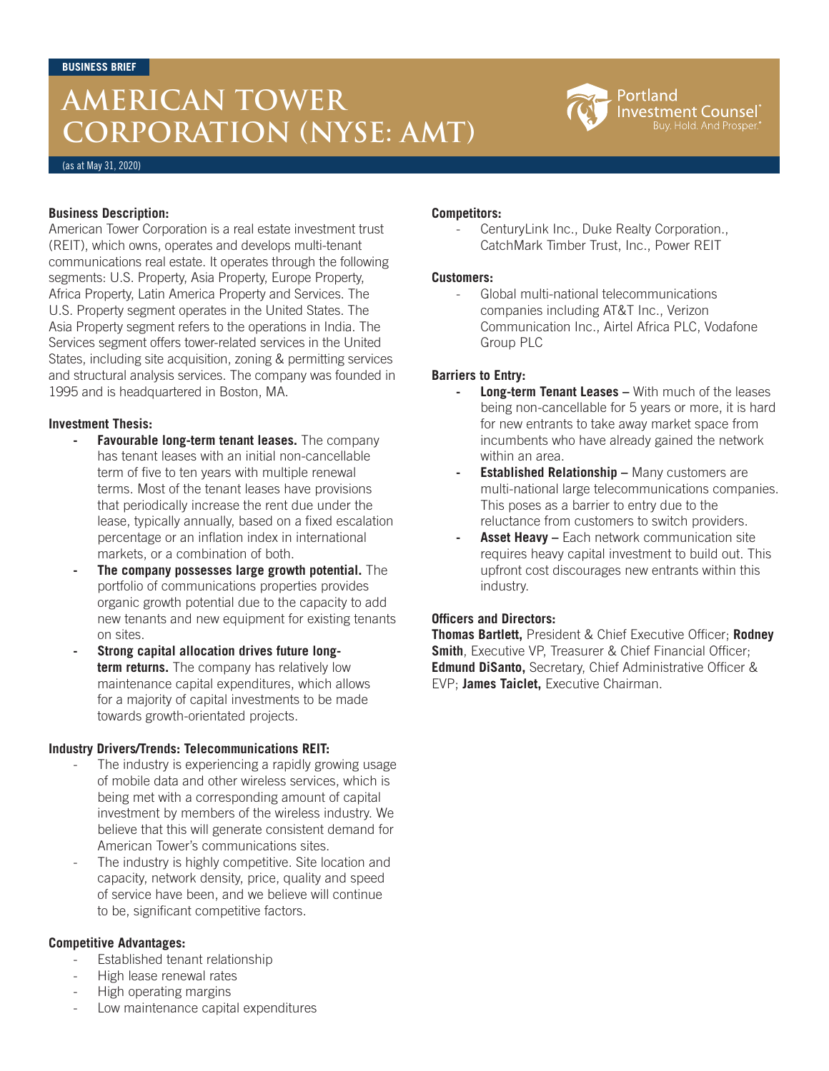BUSINESS BRIEF

# AMERICAN TOWER CORPORATION (NYSE: AMT)

(as at May 31, 2020)

**Business Description:**
American Tower Corporation is a real estate investment trust (REIT), which owns, operates and develops multi-tenant communications real estate. It operates through the following segments: U.S. Property, Asia Property, Europe Property, Africa Property, Latin America Property and Services. The U.S. Property segment operates in the United States. The Asia Property segment refers to the operations in India. The Services segment offers tower-related services in the United States, including site acquisition, zoning & permitting services and structural analysis services. The company was founded in 1995 and is headquartered in Boston, MA.

**Investment Thesis:**

- **Favourable long-term tenant leases.** The company has tenant leases with an initial non-cancellable term of five to ten years with multiple renewal terms. Most of the tenant leases have provisions that periodically increase the rent due under the lease, typically annually, based on a fixed escalation percentage or an inflation index in international markets, or a combination of both.
- **The company possesses large growth potential.** The portfolio of communications properties provides organic growth potential due to the capacity to add new tenants and new equipment for existing tenants on sites.
- **Strong capital allocation drives future long-term returns.** The company has relatively low maintenance capital expenditures, which allows for a majority of capital investments to be made towards growth-orientated projects.

**Industry Drivers/Trends: Telecommunications REIT:**

- The industry is experiencing a rapidly growing usage of mobile data and other wireless services, which is being met with a corresponding amount of capital investment by members of the wireless industry. We believe that this will generate consistent demand for American Tower's communications sites.
- The industry is highly competitive. Site location and capacity, network density, price, quality and speed of service have been, and we believe will continue to be, significant competitive factors.

**Competitive Advantages:**

- Established tenant relationship
- High lease renewal rates
- High operating margins
- Low maintenance capital expenditures

**Competitors:**

- CenturyLink Inc., Duke Realty Corporation., CatchMark Timber Trust, Inc., Power REIT

**Customers:**

- Global multi-national telecommunications companies including AT&T Inc., Verizon Communication Inc., Airtel Africa PLC, Vodafone Group PLC

**Barriers to Entry:**

- **Long-term Tenant Leases –** With much of the leases being non-cancellable for 5 years or more, it is hard for new entrants to take away market space from incumbents who have already gained the network within an area.
- **Established Relationship –** Many customers are multi-national large telecommunications companies. This poses as a barrier to entry due to the reluctance from customers to switch providers.
- **Asset Heavy –** Each network communication site requires heavy capital investment to build out. This upfront cost discourages new entrants within this industry.

**Officers and Directors:**
**Thomas Bartlett,** President & Chief Executive Officer; **Rodney Smith**, Executive VP, Treasurer & Chief Financial Officer; **Edmund DiSanto,** Secretary, Chief Administrative Officer & EVP; **James Taiclet,** Executive Chairman.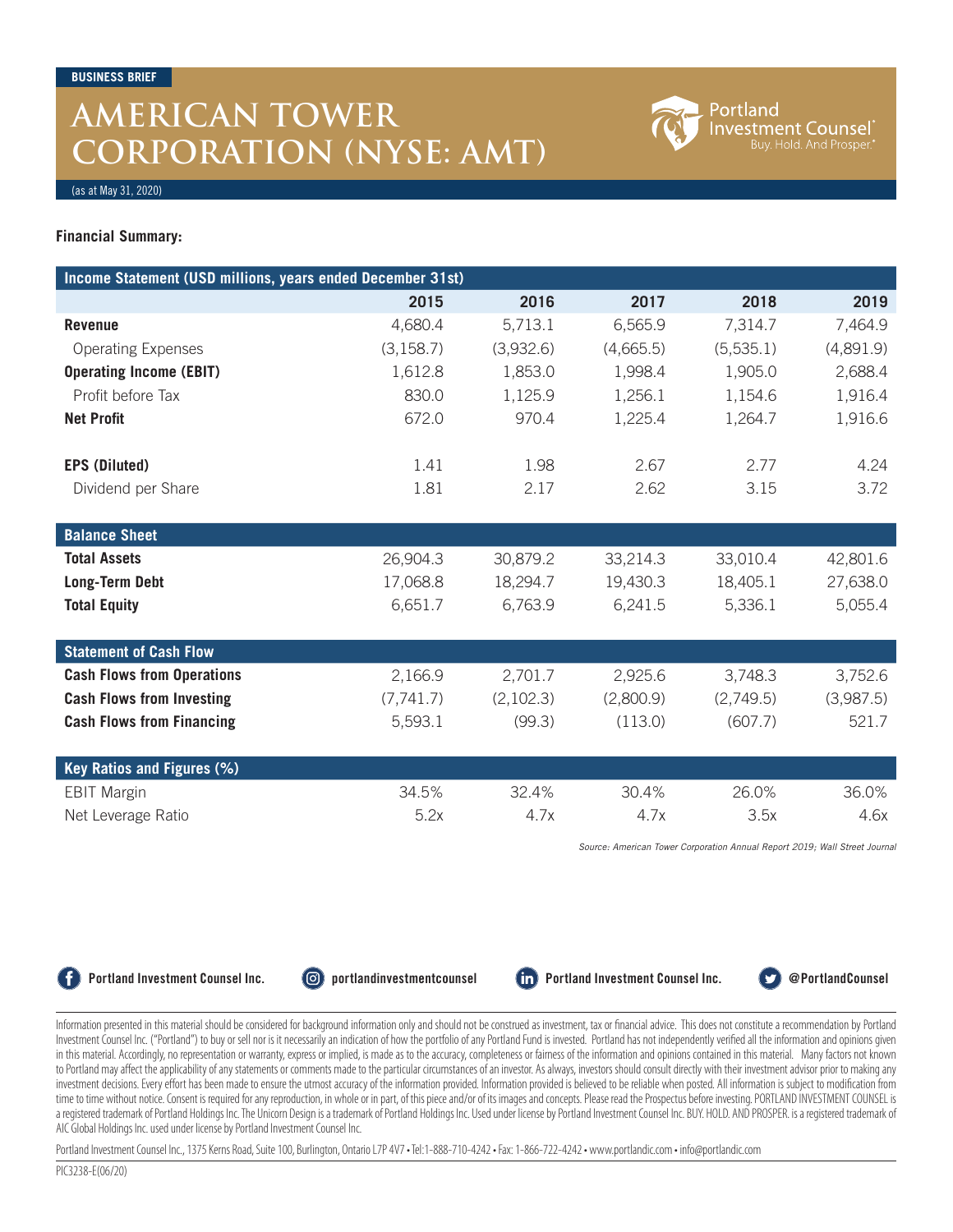BUSINESS BRIEF

# AMERICAN TOWER CORPORATION (NYSE: AMT)

Portland Investment Counsel® Buy. Hold. And Prosper.®

(as at May 31, 2020)

**Financial Summary:**

| Income Statement (USD millions, years ended December 31st) | 2015 | 2016 | 2017 | 2018 | 2019 |
|---|---|---|---|---|---|
| **Revenue** | 4,680.4 | 5,713.1 | 6,565.9 | 7,314.7 | 7,464.9 |
| Operating Expenses | (3,158.7) | (3,932.6) | (4,665.5) | (5,535.1) | (4,891.9) |
| **Operating Income (EBIT)** | 1,612.8 | 1,853.0 | 1,998.4 | 1,905.0 | 2,688.4 |
| Profit before Tax | 830.0 | 1,125.9 | 1,256.1 | 1,154.6 | 1,916.4 |
| **Net Profit** | 672.0 | 970.4 | 1,225.4 | 1,264.7 | 1,916.6 |
| **EPS (Diluted)** | 1.41 | 1.98 | 2.67 | 2.77 | 4.24 |
| Dividend per Share | 1.81 | 2.17 | 2.62 | 3.15 | 3.72 |
| **Balance Sheet** | | | | | |
| **Total Assets** | 26,904.3 | 30,879.2 | 33,214.3 | 33,010.4 | 42,801.6 |
| **Long-Term Debt** | 17,068.8 | 18,294.7 | 19,430.3 | 18,405.1 | 27,638.0 |
| **Total Equity** | 6,651.7 | 6,763.9 | 6,241.5 | 5,336.1 | 5,055.4 |
| **Statement of Cash Flow** | | | | | |
| **Cash Flows from Operations** | 2,166.9 | 2,701.7 | 2,925.6 | 3,748.3 | 3,752.6 |
| **Cash Flows from Investing** | (7,741.7) | (2,102.3) | (2,800.9) | (2,749.5) | (3,987.5) |
| **Cash Flows from Financing** | 5,593.1 | (99.3) | (113.0) | (607.7) | 521.7 |
| **Key Ratios and Figures (%)** | | | | | |
| EBIT Margin | 34.5% | 32.4% | 30.4% | 26.0% | 36.0% |
| Net Leverage Ratio | 5.2x | 4.7x | 4.7x | 3.5x | 4.6x |

*Source: American Tower Corporation Annual Report 2019; Wall Street Journal*

**Portland Investment Counsel Inc.** **portlandinvestmentcounsel** **Portland Investment Counsel Inc.** **@PortlandCounsel**

Information presented in this material should be considered for background information only and should not be construed as investment, tax or financial advice. This does not constitute a recommendation by Portland Investment Counsel Inc. ("Portland") to buy or sell nor is it necessarily an indication of how the portfolio of any Portland Fund is invested. Portland has not independently verified all the information and opinions given in this material. Accordingly, no representation or warranty, express or implied, is made as to the accuracy, completeness or fairness of the information and opinions contained in this material. Many factors not known to Portland may affect the applicability of any statements or comments made to the particular circumstances of an investor. As always, investors should consult directly with their investment advisor prior to making any investment decisions. Every effort has been made to ensure the utmost accuracy of the information provided. Information provided is believed to be reliable when posted. All information is subject to modification from time to time without notice. Consent is required for any reproduction, in whole or in part, of this piece and/or of its images and concepts. Please read the Prospectus before investing. PORTLAND INVESTMENT COUNSEL is a registered trademark of Portland Holdings Inc. The Unicorn Design is a trademark of Portland Holdings Inc. Used under license by Portland Investment Counsel Inc. BUY. HOLD. AND PROSPER. is a registered trademark of AIC Global Holdings Inc. used under license by Portland Investment Counsel Inc.

Portland Investment Counsel Inc., 1375 Kerns Road, Suite 100, Burlington, Ontario L7P 4V7 • Tel:1-888-710-4242 • Fax: 1-866-722-4242 • www.portlandic.com • info@portlandic.com

PIC3238-E(06/20)